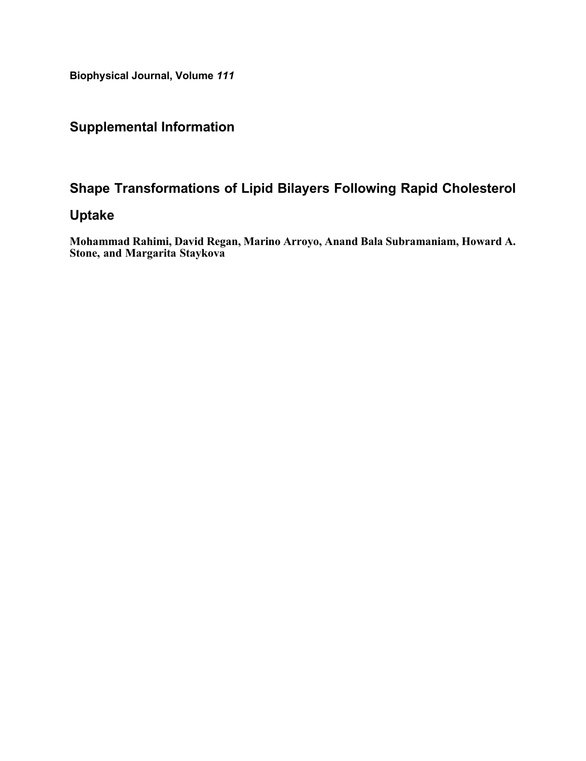**Biophysical Journal, Volume *111***

## Supplemental Information

# Shape Transformations of Lipid Bilayers Following Rapid Cholesterol Uptake

**Mohammad Rahimi, David Regan, Marino Arroyo, Anand Bala Subramaniam, Howard A. Stone, and Margarita Staykova**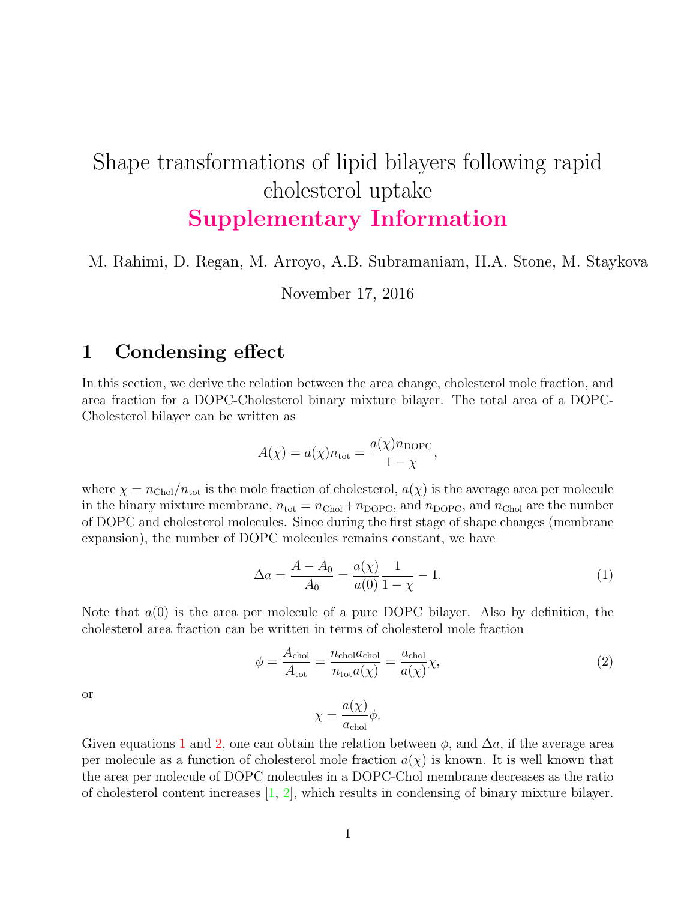# Shape transformations of lipid bilayers following rapid cholesterol uptake

## Supplementary Information

M. Rahimi, D. Regan, M. Arroyo, A.B. Subramaniam, H.A. Stone, M. Staykova

November 17, 2016

## 1 Condensing effect

In this section, we derive the relation between the area change, cholesterol mole fraction, and area fraction for a DOPC-Cholesterol binary mixture bilayer. The total area of a DOPC-Cholesterol bilayer can be written as

$$A(\chi) = a(\chi) n_{\text{tot}} = \frac{a(\chi) n_{\text{DOPC}}}{1 - \chi},$$

where $\chi = n_{\text{Chol}}/n_{\text{tot}}$ is the mole fraction of cholesterol, $a(\chi)$ is the average area per molecule in the binary mixture membrane, $n_{\text{tot}} = n_{\text{Chol}} + n_{\text{DOPC}}$, and $n_{\text{DOPC}}$, and $n_{\text{Chol}}$ are the number of DOPC and cholesterol molecules. Since during the first stage of shape changes (membrane expansion), the number of DOPC molecules remains constant, we have

$$\Delta a = \frac{A - A_0}{A_0} = \frac{a(\chi)}{a(0)} \frac{1}{1 - \chi} - 1. \tag{1}$$

Note that $a(0)$ is the area per molecule of a pure DOPC bilayer. Also by definition, the cholesterol area fraction can be written in terms of cholesterol mole fraction

$$\phi = \frac{A_{\text{chol}}}{A_{\text{tot}}} = \frac{n_{\text{chol}} a_{\text{chol}}}{n_{\text{tot}} a(\chi)} = \frac{a_{\text{chol}}}{a(\chi)} \chi, \tag{2}$$

or

$$\chi = \frac{a(\chi)}{a_{\text{chol}}} \phi.$$

Given equations 1 and 2, one can obtain the relation between $\phi$, and $\Delta a$, if the average area per molecule as a function of cholesterol mole fraction $a(\chi)$ is known. It is well known that the area per molecule of DOPC molecules in a DOPC-Chol membrane decreases as the ratio of cholesterol content increases [1, 2], which results in condensing of binary mixture bilayer.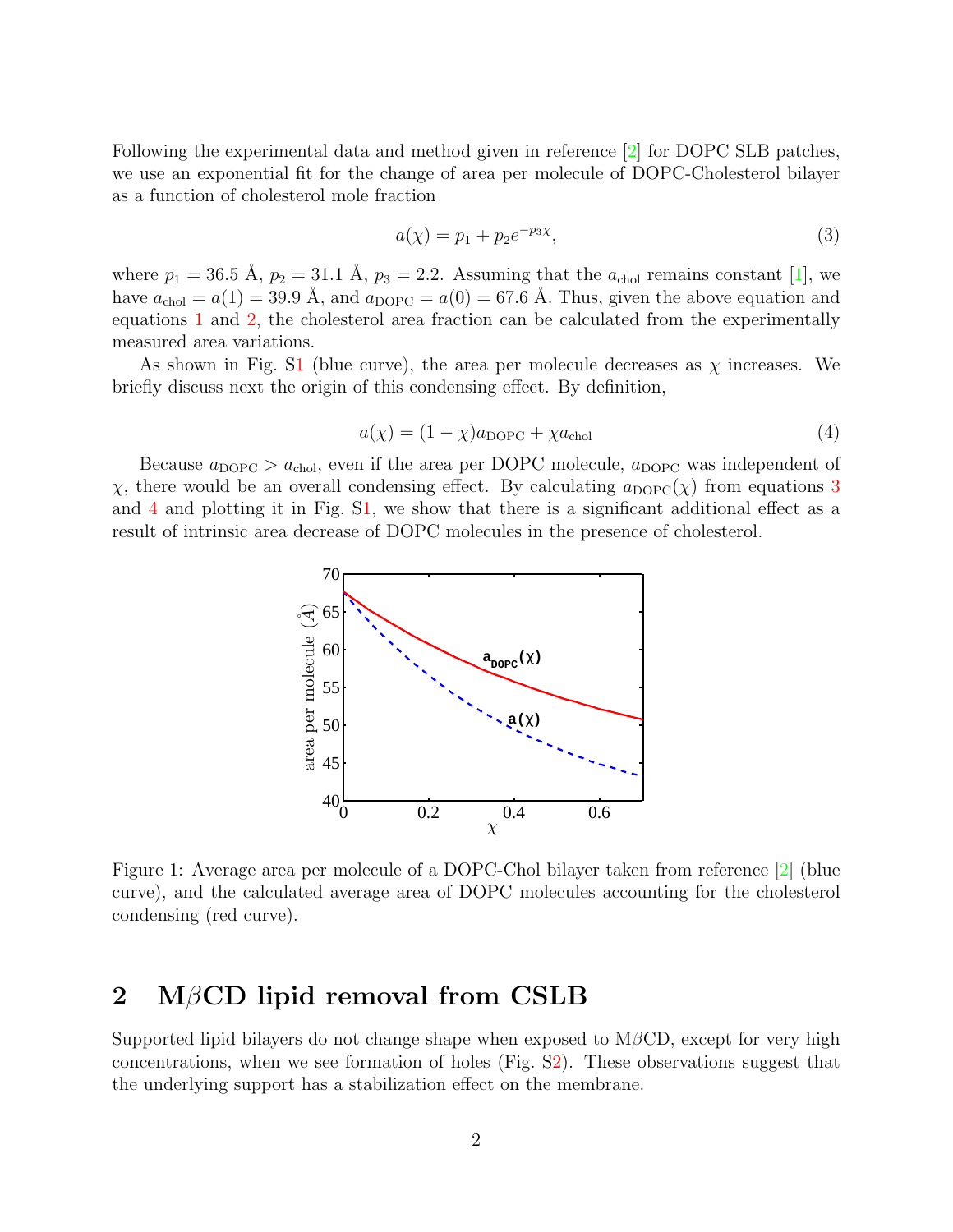Following the experimental data and method given in reference [2] for DOPC SLB patches, we use an exponential fit for the change of area per molecule of DOPC-Cholesterol bilayer as a function of cholesterol mole fraction

$$a(\chi) = p_1 + p_2 e^{-p_3 \chi}, \tag{3}$$

where $p_1 = 36.5$ Å, $p_2 = 31.1$ Å, $p_3 = 2.2$. Assuming that the $a_{\rm chol}$ remains constant [1], we have $a_{\rm chol} = a(1) = 39.9$ Å, and $a_{\rm DOPC} = a(0) = 67.6$ Å. Thus, given the above equation and equations 1 and 2, the cholesterol area fraction can be calculated from the experimentally measured area variations.

As shown in Fig. S1 (blue curve), the area per molecule decreases as $\chi$ increases. We briefly discuss next the origin of this condensing effect. By definition,

$$a(\chi) = (1-\chi)a_{\rm DOPC} + \chi a_{\rm chol} \tag{4}$$

Because $a_{\rm DOPC} > a_{\rm chol}$, even if the area per DOPC molecule, $a_{\rm DOPC}$ was independent of $\chi$, there would be an overall condensing effect. By calculating $a_{\rm DOPC}(\chi)$ from equations 3 and 4 and plotting it in Fig. S1, we show that there is a significant additional effect as a result of intrinsic area decrease of DOPC molecules in the presence of cholesterol.

Figure 1: Average area per molecule of a DOPC-Chol bilayer taken from reference [2] (blue curve), and the calculated average area of DOPC molecules accounting for the cholesterol condensing (red curve).

## 2 M$\beta$CD lipid removal from CSLB

Supported lipid bilayers do not change shape when exposed to M$\beta$CD, except for very high concentrations, when we see formation of holes (Fig. S2). These observations suggest that the underlying support has a stabilization effect on the membrane.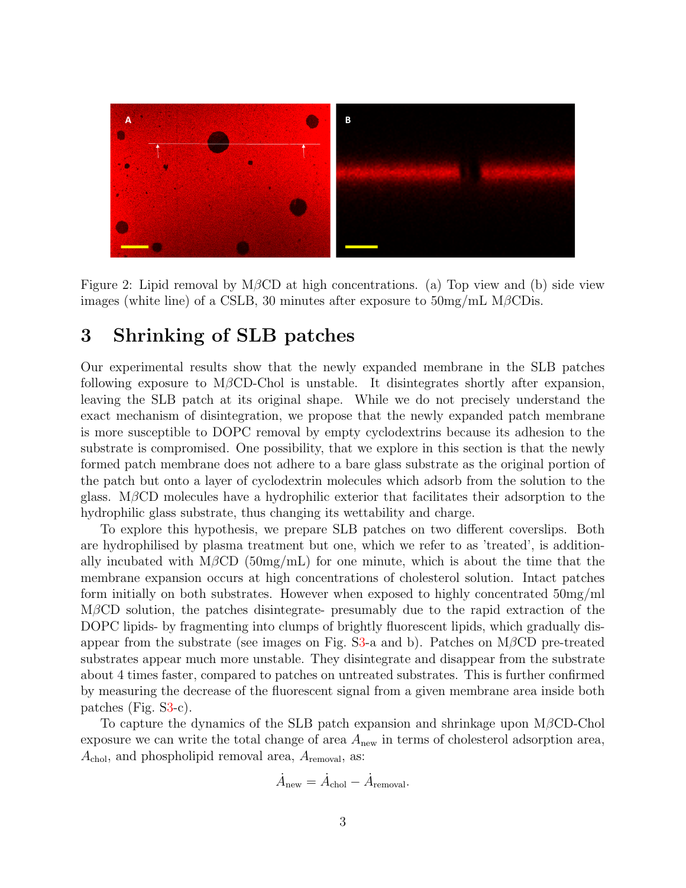Figure 2: Lipid removal by M$\beta$CD at high concentrations. (a) Top view and (b) side view images (white line) of a CSLB, 30 minutes after exposure to 50mg/mL M$\beta$CDis.

# 3 Shrinking of SLB patches

Our experimental results show that the newly expanded membrane in the SLB patches following exposure to M$\beta$CD-Chol is unstable. It disintegrates shortly after expansion, leaving the SLB patch at its original shape. While we do not precisely understand the exact mechanism of disintegration, we propose that the newly expanded patch membrane is more susceptible to DOPC removal by empty cyclodextrins because its adhesion to the substrate is compromised. One possibility, that we explore in this section is that the newly formed patch membrane does not adhere to a bare glass substrate as the original portion of the patch but onto a layer of cyclodextrin molecules which adsorb from the solution to the glass. M$\beta$CD molecules have a hydrophilic exterior that facilitates their adsorption to the hydrophilic glass substrate, thus changing its wettability and charge.

To explore this hypothesis, we prepare SLB patches on two different coverslips. Both are hydrophilised by plasma treatment but one, which we refer to as 'treated', is additionally incubated with M$\beta$CD (50mg/mL) for one minute, which is about the time that the membrane expansion occurs at high concentrations of cholesterol solution. Intact patches form initially on both substrates. However when exposed to highly concentrated 50mg/ml M$\beta$CD solution, the patches disintegrate- presumably due to the rapid extraction of the DOPC lipids- by fragmenting into clumps of brightly fluorescent lipids, which gradually disappear from the substrate (see images on Fig. S3-a and b). Patches on M$\beta$CD pre-treated substrates appear much more unstable. They disintegrate and disappear from the substrate about 4 times faster, compared to patches on untreated substrates. This is further confirmed by measuring the decrease of the fluorescent signal from a given membrane area inside both patches (Fig. S3-c).

To capture the dynamics of the SLB patch expansion and shrinkage upon M$\beta$CD-Chol exposure we can write the total change of area $A_{\text{new}}$ in terms of cholesterol adsorption area, $A_{\text{chol}}$, and phospholipid removal area, $A_{\text{removal}}$, as:

$$\dot{A}_{\text{new}} = \dot{A}_{\text{chol}} - \dot{A}_{\text{removal}}.$$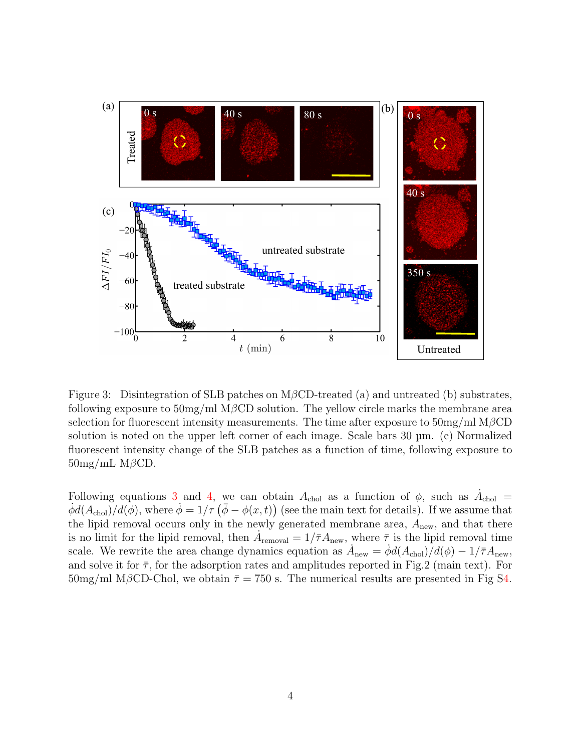Figure 3: Disintegration of SLB patches on MβCD-treated (a) and untreated (b) substrates, following exposure to 50mg/ml MβCD solution. The yellow circle marks the membrane area selection for fluorescent intensity measurements. The time after exposure to 50mg/ml MβCD solution is noted on the upper left corner of each image. Scale bars 30 µm. (c) Normalized fluorescent intensity change of the SLB patches as a function of time, following exposure to 50mg/mL MβCD.

Following equations 3 and 4, we can obtain $A_{\text{chol}}$ as a function of $\phi$, such as $\dot{A}_{\text{chol}} = \dot{\phi} d(A_{\text{chol}})/d(\phi)$, where $\dot{\phi} = 1/\tau \left(\bar{\phi} - \phi(x,t)\right)$ (see the main text for details). If we assume that the lipid removal occurs only in the newly generated membrane area, $A_{\text{new}}$, and that there is no limit for the lipid removal, then $\dot{A}_{\text{removal}} = 1/\bar{\tau} A_{\text{new}}$, where $\bar{\tau}$ is the lipid removal time scale. We rewrite the area change dynamics equation as $\dot{A}_{\text{new}} = \dot{\phi} d(A_{\text{chol}})/d(\phi) - 1/\bar{\tau} A_{\text{new}}$, and solve it for $\bar{\tau}$, for the adsorption rates and amplitudes reported in Fig.2 (main text). For 50mg/ml MβCD-Chol, we obtain $\bar{\tau} = 750$ s. The numerical results are presented in Fig S4.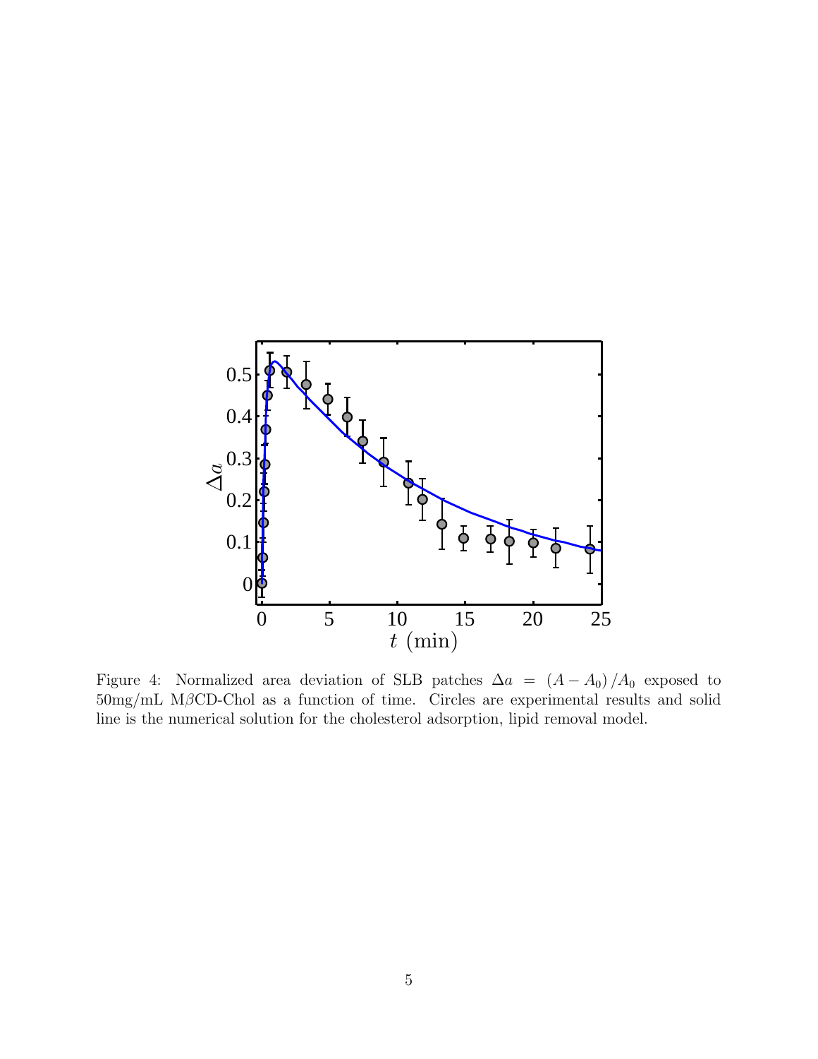Figure 4: Normalized area deviation of SLB patches $\Delta a = (A - A_0)/A_0$ exposed to 50mg/mL M$\beta$CD-Chol as a function of time. Circles are experimental results and solid line is the numerical solution for the cholesterol adsorption, lipid removal model.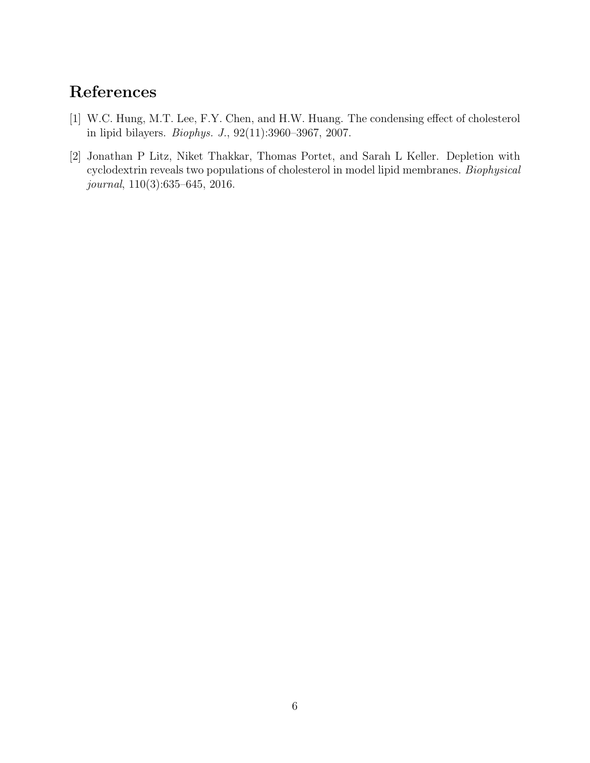## References

[1] W.C. Hung, M.T. Lee, F.Y. Chen, and H.W. Huang. The condensing effect of cholesterol in lipid bilayers. *Biophys. J.*, 92(11):3960–3967, 2007.

[2] Jonathan P Litz, Niket Thakkar, Thomas Portet, and Sarah L Keller. Depletion with cyclodextrin reveals two populations of cholesterol in model lipid membranes. *Biophysical journal*, 110(3):635–645, 2016.